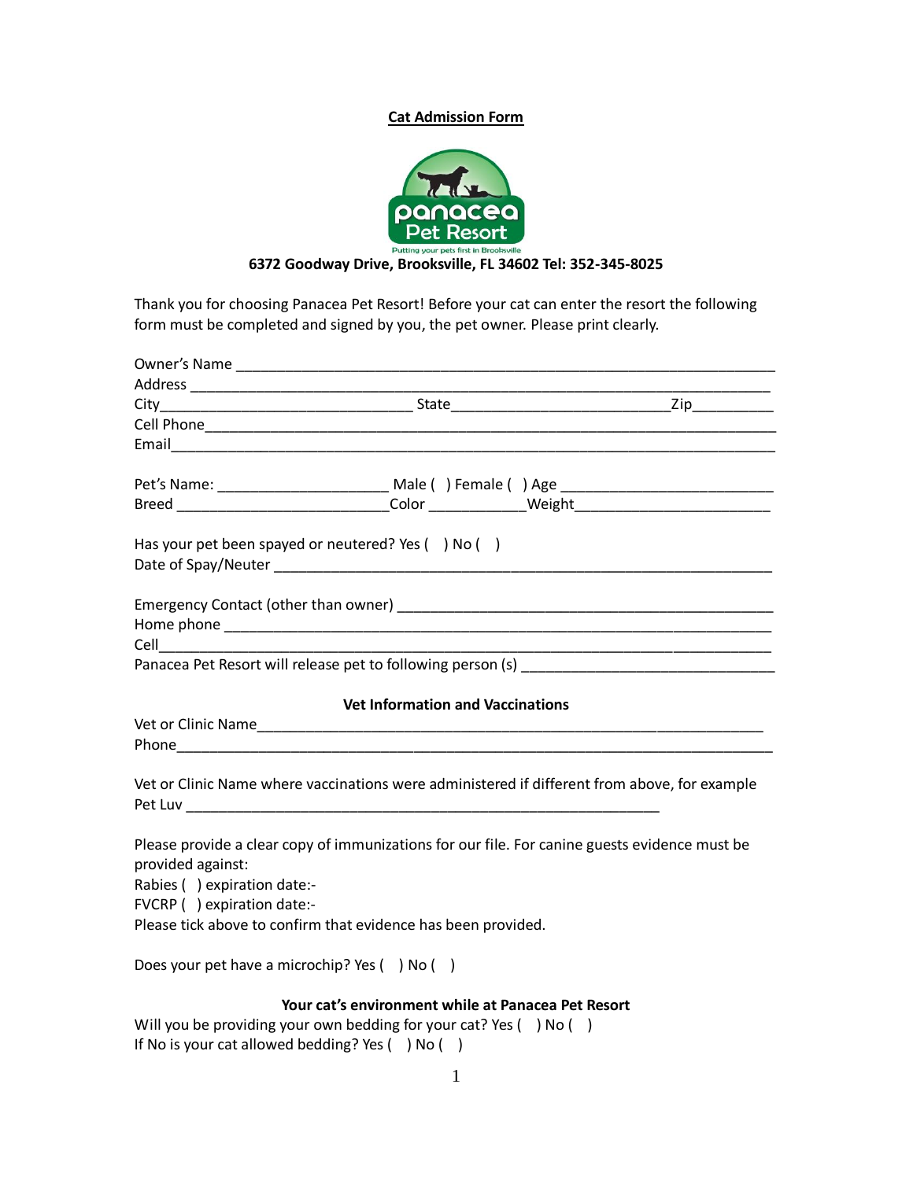# Cat Admission Form

Putting your pets first in Brooksville

**6372 Goodway Drive, Brooksville, FL 34602 Tel: 352-345-8025**

Thank you for choosing Panacea Pet Resort! Before your cat can enter the resort the following form must be completed and signed by you, the pet owner. Please print clearly.

Owner's Name ___________________________________________________________________
Address ________________________________________________________________________
City______________________________ State_________________________Zip__________
Cell Phone______________________________________________________________________
Email___________________________________________________________________________

Pet's Name: ____________________ Male ( ) Female ( ) Age ________________________
Breed _________________________Color ___________Weight______________________

Has your pet been spayed or neutered? Yes ( ) No ( )
Date of Spay/Neuter ____________________________________________________________

Emergency Contact (other than owner) ___________________________________________
Home phone _____________________________________________________________________
Cell____________________________________________________________________________
Panacea Pet Resort will release pet to following person (s) ___________________________

**Vet Information and Vaccinations**

Vet or Clinic Name______________________________________________________________
Phone___________________________________________________________________________

Vet or Clinic Name where vaccinations were administered if different from above, for example Pet Luv _______________________________________________________

Please provide a clear copy of immunizations for our file. For canine guests evidence must be provided against:
Rabies ( ) expiration date:-
FVCRP ( ) expiration date:-
Please tick above to confirm that evidence has been provided.

Does your pet have a microchip? Yes ( ) No ( )

**Your cat's environment while at Panacea Pet Resort**

Will you be providing your own bedding for your cat? Yes ( ) No ( )
If No is your cat allowed bedding? Yes ( ) No ( )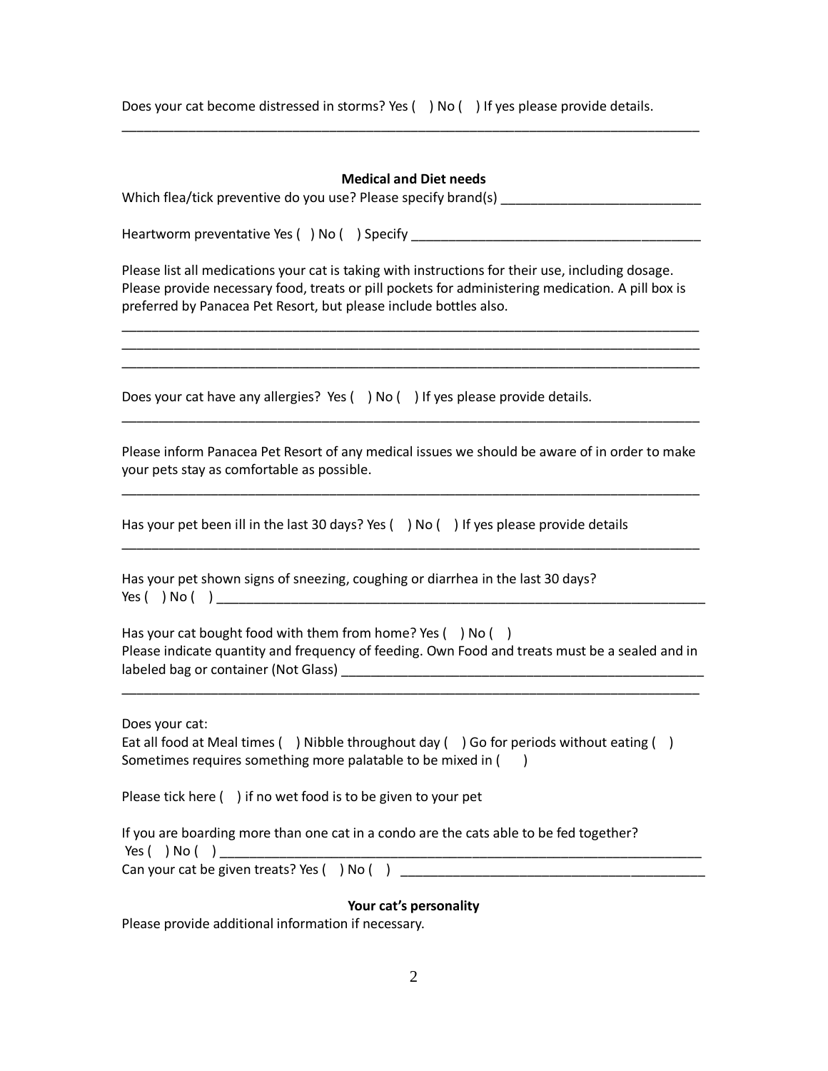Does your cat become distressed in storms? Yes ( ) No ( ) If yes please provide details.

_______________________________________________________________________________

**Medical and Diet needs**

Which flea/tick preventive do you use? Please specify brand(s) ___________________________

Heartworm preventative Yes ( ) No ( ) Specify ________________________________________

Please list all medications your cat is taking with instructions for their use, including dosage. Please provide necessary food, treats or pill pockets for administering medication. A pill box is preferred by Panacea Pet Resort, but please include bottles also.

_______________________________________________________________________________
_______________________________________________________________________________
_______________________________________________________________________________

Does your cat have any allergies? Yes ( ) No ( ) If yes please provide details.

_______________________________________________________________________________

Please inform Panacea Pet Resort of any medical issues we should be aware of in order to make your pets stay as comfortable as possible.

_______________________________________________________________________________

Has your pet been ill in the last 30 days? Yes ( ) No ( ) If yes please provide details

_______________________________________________________________________________

Has your pet shown signs of sneezing, coughing or diarrhea in the last 30 days?
Yes ( ) No ( ) ____________________________________________________________________

Has your cat bought food with them from home? Yes ( ) No ( )
Please indicate quantity and frequency of feeding. Own Food and treats must be a sealed and in labeled bag or container (Not Glass) __________________________________________________

_______________________________________________________________________________

Does your cat:
Eat all food at Meal times ( ) Nibble throughout day ( ) Go for periods without eating ( )
Sometimes requires something more palatable to be mixed in ( )

Please tick here ( ) if no wet food is to be given to your pet

If you are boarding more than one cat in a condo are the cats able to be fed together?
Yes ( ) No ( ) ___________________________________________________________________
Can your cat be given treats? Yes ( ) No ( ) ________________________________________

**Your cat's personality**

Please provide additional information if necessary.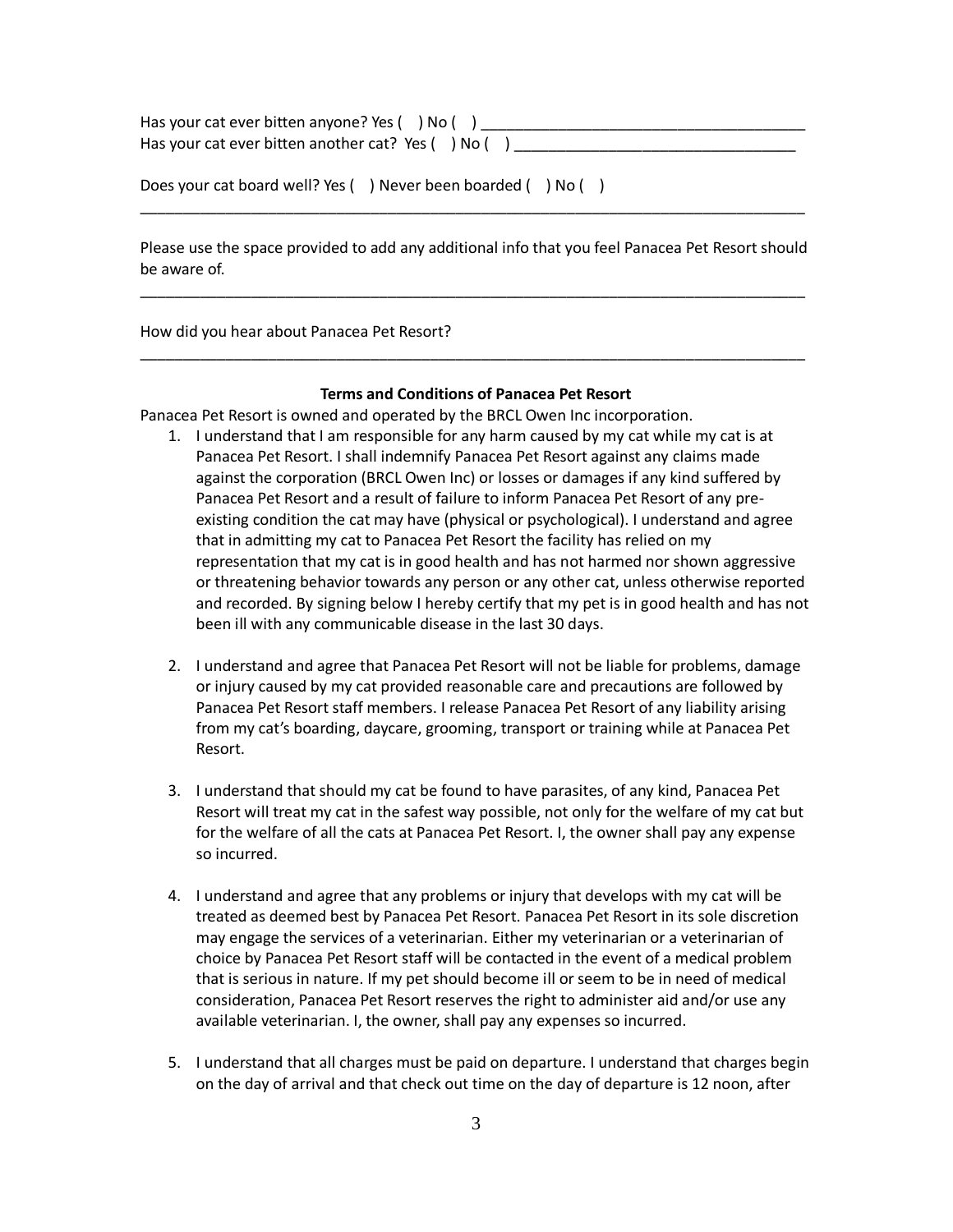Has your cat ever bitten anyone? Yes (   ) No (   ) ________________________________________

Has your cat ever bitten another cat?  Yes (   ) No (   ) ________________________________

Does your cat board well? Yes (   ) Never been boarded (   ) No (   )

________________________________________________________________________________

Please use the space provided to add any additional info that you feel Panacea Pet Resort should be aware of.

________________________________________________________________________________

How did you hear about Panacea Pet Resort?

________________________________________________________________________________

**Terms and Conditions of Panacea Pet Resort**

Panacea Pet Resort is owned and operated by the BRCL Owen Inc incorporation.

1. I understand that I am responsible for any harm caused by my cat while my cat is at Panacea Pet Resort. I shall indemnify Panacea Pet Resort against any claims made against the corporation (BRCL Owen Inc) or losses or damages if any kind suffered by Panacea Pet Resort and a result of failure to inform Panacea Pet Resort of any pre-existing condition the cat may have (physical or psychological). I understand and agree that in admitting my cat to Panacea Pet Resort the facility has relied on my representation that my cat is in good health and has not harmed nor shown aggressive or threatening behavior towards any person or any other cat, unless otherwise reported and recorded. By signing below I hereby certify that my pet is in good health and has not been ill with any communicable disease in the last 30 days.

2. I understand and agree that Panacea Pet Resort will not be liable for problems, damage or injury caused by my cat provided reasonable care and precautions are followed by Panacea Pet Resort staff members. I release Panacea Pet Resort of any liability arising from my cat's boarding, daycare, grooming, transport or training while at Panacea Pet Resort.

3. I understand that should my cat be found to have parasites, of any kind, Panacea Pet Resort will treat my cat in the safest way possible, not only for the welfare of my cat but for the welfare of all the cats at Panacea Pet Resort. I, the owner shall pay any expense so incurred.

4. I understand and agree that any problems or injury that develops with my cat will be treated as deemed best by Panacea Pet Resort. Panacea Pet Resort in its sole discretion may engage the services of a veterinarian. Either my veterinarian or a veterinarian of choice by Panacea Pet Resort staff will be contacted in the event of a medical problem that is serious in nature. If my pet should become ill or seem to be in need of medical consideration, Panacea Pet Resort reserves the right to administer aid and/or use any available veterinarian. I, the owner, shall pay any expenses so incurred.

5. I understand that all charges must be paid on departure. I understand that charges begin on the day of arrival and that check out time on the day of departure is 12 noon, after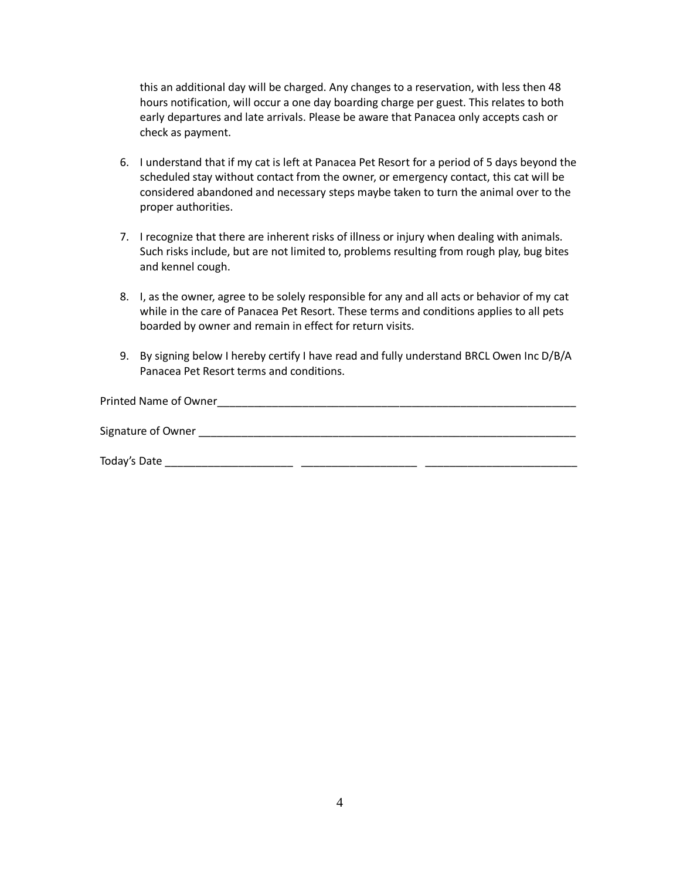this an additional day will be charged. Any changes to a reservation, with less then 48 hours notification, will occur a one day boarding charge per guest. This relates to both early departures and late arrivals. Please be aware that Panacea only accepts cash or check as payment.

6. I understand that if my cat is left at Panacea Pet Resort for a period of 5 days beyond the scheduled stay without contact from the owner, or emergency contact, this cat will be considered abandoned and necessary steps maybe taken to turn the animal over to the proper authorities.

7. I recognize that there are inherent risks of illness or injury when dealing with animals. Such risks include, but are not limited to, problems resulting from rough play, bug bites and kennel cough.

8. I, as the owner, agree to be solely responsible for any and all acts or behavior of my cat while in the care of Panacea Pet Resort. These terms and conditions applies to all pets boarded by owner and remain in effect for return visits.

9. By signing below I hereby certify I have read and fully understand BRCL Owen Inc D/B/A Panacea Pet Resort terms and conditions.

Printed Name of Owner______________________________________________________________

Signature of Owner _________________________________________________________________

Today's Date _____________________ ___________________ _________________________